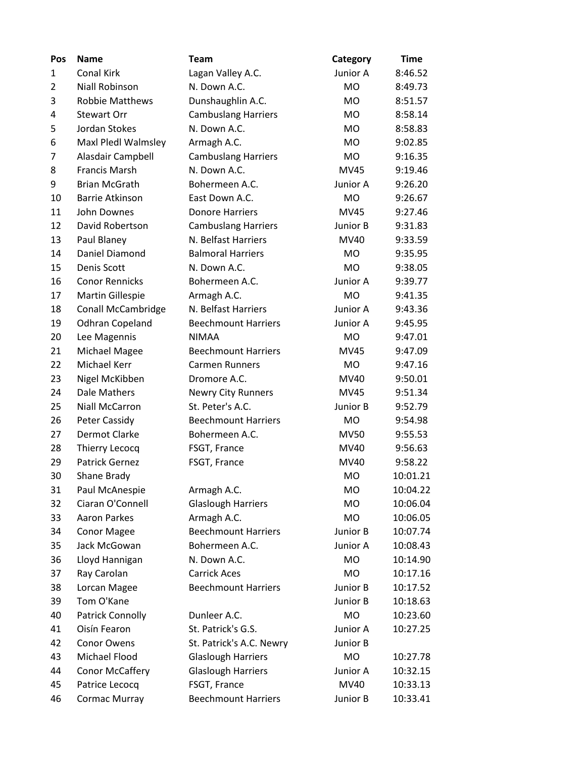| Pos | Name | Team | Category | Time |
|---|---|---|---|---|
| 1 | Conal Kirk | Lagan Valley A.C. | Junior A | 8:46.52 |
| 2 | Niall Robinson | N. Down A.C. | MO | 8:49.73 |
| 3 | Robbie Matthews | Dunshaughlin A.C. | MO | 8:51.57 |
| 4 | Stewart Orr | Cambuslang Harriers | MO | 8:58.14 |
| 5 | Jordan Stokes | N. Down A.C. | MO | 8:58.83 |
| 6 | Maxl Pledl Walmsley | Armagh A.C. | MO | 9:02.85 |
| 7 | Alasdair Campbell | Cambuslang Harriers | MO | 9:16.35 |
| 8 | Francis Marsh | N. Down A.C. | MV45 | 9:19.46 |
| 9 | Brian McGrath | Bohermeen A.C. | Junior A | 9:26.20 |
| 10 | Barrie Atkinson | East Down A.C. | MO | 9:26.67 |
| 11 | John Downes | Donore Harriers | MV45 | 9:27.46 |
| 12 | David Robertson | Cambuslang Harriers | Junior B | 9:31.83 |
| 13 | Paul Blaney | N. Belfast Harriers | MV40 | 9:33.59 |
| 14 | Daniel Diamond | Balmoral Harriers | MO | 9:35.95 |
| 15 | Denis Scott | N. Down A.C. | MO | 9:38.05 |
| 16 | Conor Rennicks | Bohermeen A.C. | Junior A | 9:39.77 |
| 17 | Martin Gillespie | Armagh A.C. | MO | 9:41.35 |
| 18 | Conall McCambridge | N. Belfast Harriers | Junior A | 9:43.36 |
| 19 | Odhran Copeland | Beechmount Harriers | Junior A | 9:45.95 |
| 20 | Lee Magennis | NIMAA | MO | 9:47.01 |
| 21 | Michael Magee | Beechmount Harriers | MV45 | 9:47.09 |
| 22 | Michael Kerr | Carmen Runners | MO | 9:47.16 |
| 23 | Nigel McKibben | Dromore A.C. | MV40 | 9:50.01 |
| 24 | Dale Mathers | Newry City Runners | MV45 | 9:51.34 |
| 25 | Niall McCarron | St. Peter's A.C. | Junior B | 9:52.79 |
| 26 | Peter Cassidy | Beechmount Harriers | MO | 9:54.98 |
| 27 | Dermot Clarke | Bohermeen A.C. | MV50 | 9:55.53 |
| 28 | Thierry Lecocq | FSGT, France | MV40 | 9:56.63 |
| 29 | Patrick Gernez | FSGT, France | MV40 | 9:58.22 |
| 30 | Shane Brady | | MO | 10:01.21 |
| 31 | Paul McAnespie | Armagh A.C. | MO | 10:04.22 |
| 32 | Ciaran O'Connell | Glaslough Harriers | MO | 10:06.04 |
| 33 | Aaron Parkes | Armagh A.C. | MO | 10:06.05 |
| 34 | Conor Magee | Beechmount Harriers | Junior B | 10:07.74 |
| 35 | Jack McGowan | Bohermeen A.C. | Junior A | 10:08.43 |
| 36 | Lloyd Hannigan | N. Down A.C. | MO | 10:14.90 |
| 37 | Ray Carolan | Carrick Aces | MO | 10:17.16 |
| 38 | Lorcan Magee | Beechmount Harriers | Junior B | 10:17.52 |
| 39 | Tom O'Kane | | Junior B | 10:18.63 |
| 40 | Patrick Connolly | Dunleer A.C. | MO | 10:23.60 |
| 41 | Oisín Fearon | St. Patrick's G.S. | Junior A | 10:27.25 |
| 42 | Conor Owens | St. Patrick's A.C. Newry | Junior B | |
| 43 | Michael Flood | Glaslough Harriers | MO | 10:27.78 |
| 44 | Conor McCaffery | Glaslough Harriers | Junior A | 10:32.15 |
| 45 | Patrice Lecocq | FSGT, France | MV40 | 10:33.13 |
| 46 | Cormac Murray | Beechmount Harriers | Junior B | 10:33.41 |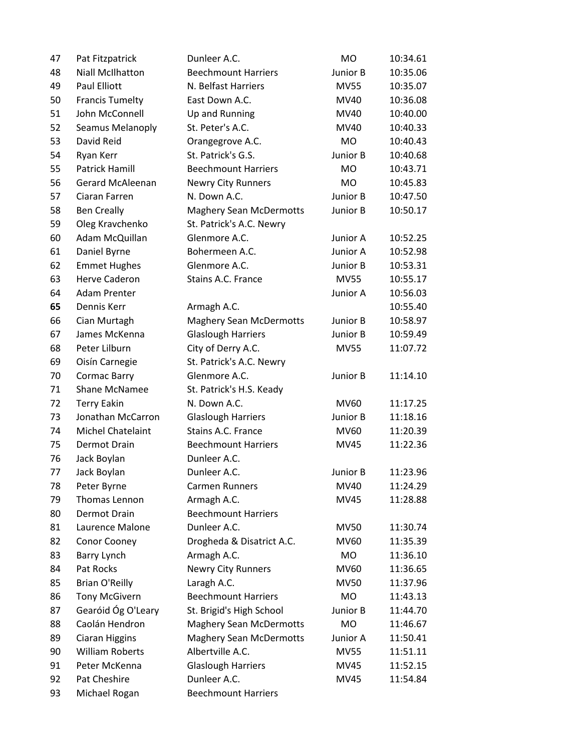| | | | | |
|---|---|---|---|---|
| 47 | Pat Fitzpatrick | Dunleer A.C. | MO | 10:34.61 |
| 48 | Niall McIlhatton | Beechmount Harriers | Junior B | 10:35.06 |
| 49 | Paul Elliott | N. Belfast Harriers | MV55 | 10:35.07 |
| 50 | Francis Tumelty | East Down A.C. | MV40 | 10:36.08 |
| 51 | John McConnell | Up and Running | MV40 | 10:40.00 |
| 52 | Seamus Melanoply | St. Peter's A.C. | MV40 | 10:40.33 |
| 53 | David Reid | Orangegrove A.C. | MO | 10:40.43 |
| 54 | Ryan Kerr | St. Patrick's G.S. | Junior B | 10:40.68 |
| 55 | Patrick Hamill | Beechmount Harriers | MO | 10:43.71 |
| 56 | Gerard McAleenan | Newry City Runners | MO | 10:45.83 |
| 57 | Ciaran Farren | N. Down A.C. | Junior B | 10:47.50 |
| 58 | Ben Crealy | Maghery Sean McDermotts | Junior B | 10:50.17 |
| 59 | Oleg Kravchenko | St. Patrick's A.C. Newry | | |
| 60 | Adam McQuillan | Glenmore A.C. | Junior A | 10:52.25 |
| 61 | Daniel Byrne | Bohermeen A.C. | Junior A | 10:52.98 |
| 62 | Emmet Hughes | Glenmore A.C. | Junior B | 10:53.31 |
| 63 | Herve Caderon | Stains A.C. France | MV55 | 10:55.17 |
| 64 | Adam Prenter | | Junior A | 10:56.03 |
| **65** | Dennis Kerr | Armagh A.C. | | 10:55.40 |
| 66 | Cian Murtagh | Maghery Sean McDermotts | Junior B | 10:58.97 |
| 67 | James McKenna | Glaslough Harriers | Junior B | 10:59.49 |
| 68 | Peter Lilburn | City of Derry A.C. | MV55 | 11:07.72 |
| 69 | Oisín Carnegie | St. Patrick's A.C. Newry | | |
| 70 | Cormac Barry | Glenmore A.C. | Junior B | 11:14.10 |
| 71 | Shane McNamee | St. Patrick's H.S. Keady | | |
| 72 | Terry Eakin | N. Down A.C. | MV60 | 11:17.25 |
| 73 | Jonathan McCarron | Glaslough Harriers | Junior B | 11:18.16 |
| 74 | Michel Chatelaint | Stains A.C. France | MV60 | 11:20.39 |
| 75 | Dermot Drain | Beechmount Harriers | MV45 | 11:22.36 |
| 76 | Jack Boylan | Dunleer A.C. | | |
| 77 | Jack Boylan | Dunleer A.C. | Junior B | 11:23.96 |
| 78 | Peter Byrne | Carmen Runners | MV40 | 11:24.29 |
| 79 | Thomas Lennon | Armagh A.C. | MV45 | 11:28.88 |
| 80 | Dermot Drain | Beechmount Harriers | | |
| 81 | Laurence Malone | Dunleer A.C. | MV50 | 11:30.74 |
| 82 | Conor Cooney | Drogheda & Disatrict A.C. | MV60 | 11:35.39 |
| 83 | Barry Lynch | Armagh A.C. | MO | 11:36.10 |
| 84 | Pat Rocks | Newry City Runners | MV60 | 11:36.65 |
| 85 | Brian O'Reilly | Laragh A.C. | MV50 | 11:37.96 |
| 86 | Tony McGivern | Beechmount Harriers | MO | 11:43.13 |
| 87 | Gearóid Óg O'Leary | St. Brigid's High School | Junior B | 11:44.70 |
| 88 | Caolán Hendron | Maghery Sean McDermotts | MO | 11:46.67 |
| 89 | Ciaran Higgins | Maghery Sean McDermotts | Junior A | 11:50.41 |
| 90 | William Roberts | Albertville A.C. | MV55 | 11:51.11 |
| 91 | Peter McKenna | Glaslough Harriers | MV45 | 11:52.15 |
| 92 | Pat Cheshire | Dunleer A.C. | MV45 | 11:54.84 |
| 93 | Michael Rogan | Beechmount Harriers | | |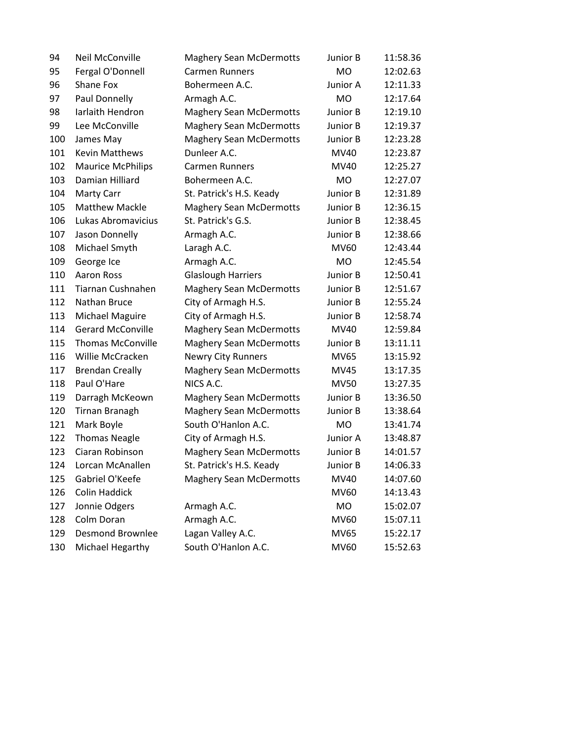| | | | | |
|---|---|---|---|---|
| 94 | Neil McConville | Maghery Sean McDermotts | Junior B | 11:58.36 |
| 95 | Fergal O'Donnell | Carmen Runners | MO | 12:02.63 |
| 96 | Shane Fox | Bohermeen A.C. | Junior A | 12:11.33 |
| 97 | Paul Donnelly | Armagh A.C. | MO | 12:17.64 |
| 98 | Iarlaith Hendron | Maghery Sean McDermotts | Junior B | 12:19.10 |
| 99 | Lee McConville | Maghery Sean McDermotts | Junior B | 12:19.37 |
| 100 | James May | Maghery Sean McDermotts | Junior B | 12:23.28 |
| 101 | Kevin Matthews | Dunleer A.C. | MV40 | 12:23.87 |
| 102 | Maurice McPhilips | Carmen Runners | MV40 | 12:25.27 |
| 103 | Damian Hilliard | Bohermeen A.C. | MO | 12:27.07 |
| 104 | Marty Carr | St. Patrick's H.S. Keady | Junior B | 12:31.89 |
| 105 | Matthew Mackle | Maghery Sean McDermotts | Junior B | 12:36.15 |
| 106 | Lukas Abromavicius | St. Patrick's G.S. | Junior B | 12:38.45 |
| 107 | Jason Donnelly | Armagh A.C. | Junior B | 12:38.66 |
| 108 | Michael Smyth | Laragh A.C. | MV60 | 12:43.44 |
| 109 | George Ice | Armagh A.C. | MO | 12:45.54 |
| 110 | Aaron Ross | Glaslough Harriers | Junior B | 12:50.41 |
| 111 | Tiarnan Cushnahen | Maghery Sean McDermotts | Junior B | 12:51.67 |
| 112 | Nathan Bruce | City of Armagh H.S. | Junior B | 12:55.24 |
| 113 | Michael Maguire | City of Armagh H.S. | Junior B | 12:58.74 |
| 114 | Gerard McConville | Maghery Sean McDermotts | MV40 | 12:59.84 |
| 115 | Thomas McConville | Maghery Sean McDermotts | Junior B | 13:11.11 |
| 116 | Willie McCracken | Newry City Runners | MV65 | 13:15.92 |
| 117 | Brendan Creally | Maghery Sean McDermotts | MV45 | 13:17.35 |
| 118 | Paul O'Hare | NICS A.C. | MV50 | 13:27.35 |
| 119 | Darragh McKeown | Maghery Sean McDermotts | Junior B | 13:36.50 |
| 120 | Tirnan Branagh | Maghery Sean McDermotts | Junior B | 13:38.64 |
| 121 | Mark Boyle | South O'Hanlon A.C. | MO | 13:41.74 |
| 122 | Thomas Neagle | City of Armagh H.S. | Junior A | 13:48.87 |
| 123 | Ciaran Robinson | Maghery Sean McDermotts | Junior B | 14:01.57 |
| 124 | Lorcan McAnallen | St. Patrick's H.S. Keady | Junior B | 14:06.33 |
| 125 | Gabriel O'Keefe | Maghery Sean McDermotts | MV40 | 14:07.60 |
| 126 | Colin Haddick | | MV60 | 14:13.43 |
| 127 | Jonnie Odgers | Armagh A.C. | MO | 15:02.07 |
| 128 | Colm Doran | Armagh A.C. | MV60 | 15:07.11 |
| 129 | Desmond Brownlee | Lagan Valley A.C. | MV65 | 15:22.17 |
| 130 | Michael Hegarthy | South O'Hanlon A.C. | MV60 | 15:52.63 |